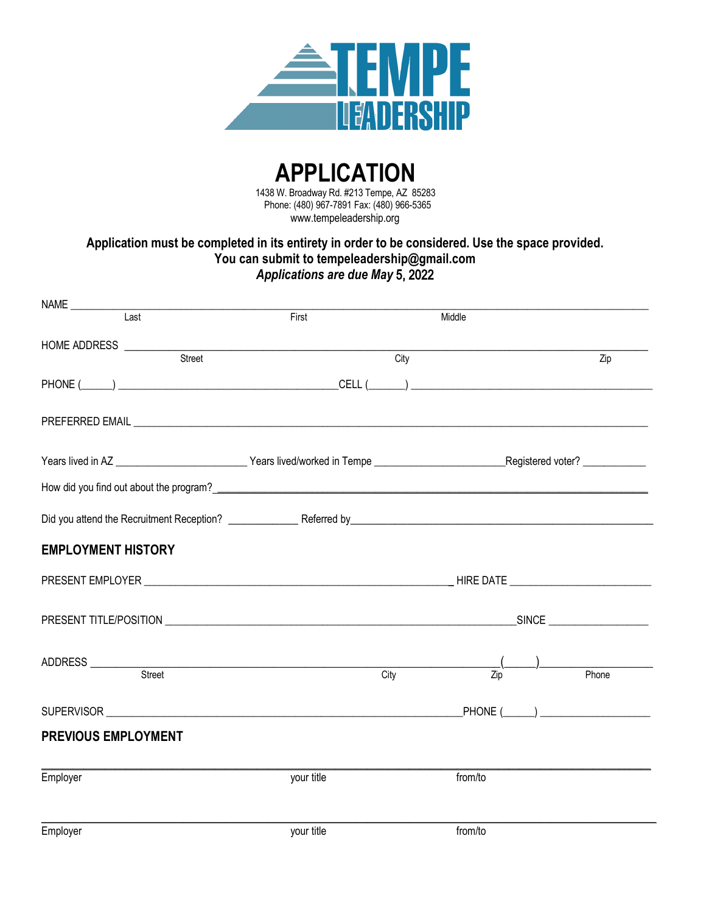# TEMPE LEADERSHIP

# APPLICATION

1438 W. Broadway Rd. #213 Tempe, AZ 85283
Phone: (480) 967-7891 Fax: (480) 966-5365
www.tempeleadership.org

**Application must be completed in its entirety in order to be considered. Use the space provided.**
**You can submit to tempeleadership@gmail.com**
***Applications are due May* 5, 2022**

NAME ___________________________________________________________________________
Last First Middle

HOME ADDRESS ___________________________________________________________________
Street City Zip

PHONE (______) _______________________________CELL (______) ______________________________

PREFERRED EMAIL ________________________________________________________________

Years lived in AZ ____________________ Years lived/worked in Tempe ____________________Registered voter? __________

How did you find out about the program?_____________________________________________________

Did you attend the Recruitment Reception? ___________ Referred by__________________________________

## EMPLOYMENT HISTORY

PRESENT EMPLOYER ______________________________________________ HIRE DATE ____________________

PRESENT TITLE/POSITION _______________________________________________SINCE _______________

ADDRESS _________________________________________________________(_____)_______________
Street City Zip Phone

SUPERVISOR ___________________________________________________PHONE (_____) _______________

## PREVIOUS EMPLOYMENT

_____________________________________________________________________________________
Employer your title from/to

_____________________________________________________________________________________
Employer your title from/to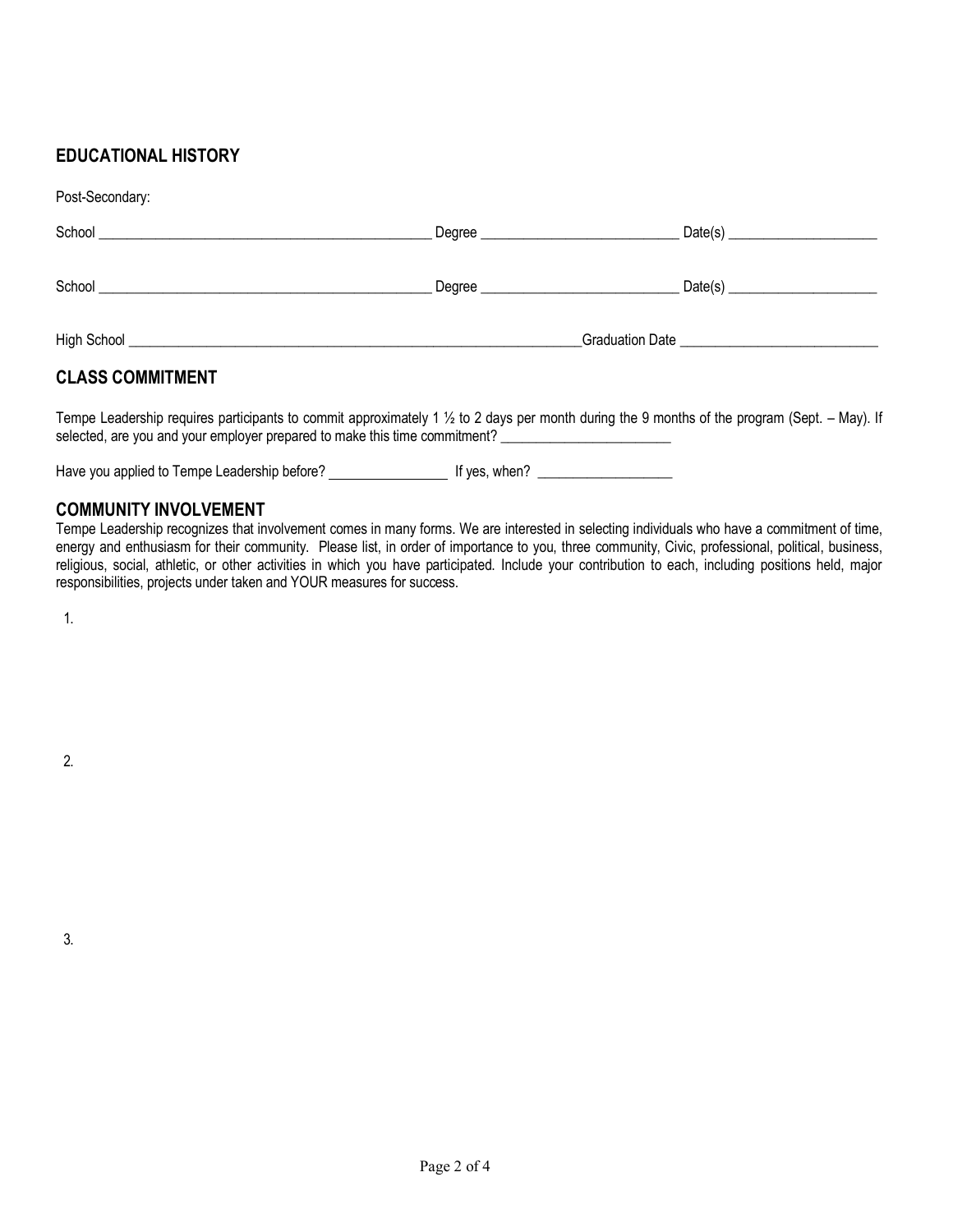## EDUCATIONAL HISTORY

Post-Secondary:

School ______________________________________________ Degree ___________________________ Date(s) ____________________

School ______________________________________________ Degree ___________________________ Date(s) ____________________

High School ______________________________________________________________Graduation Date ___________________________

## CLASS COMMITMENT

Tempe Leadership requires participants to commit approximately 1 ½ to 2 days per month during the 9 months of the program (Sept. – May). If selected, are you and your employer prepared to make this time commitment? _______________________

Have you applied to Tempe Leadership before? ________________ If yes, when? __________________

## COMMUNITY INVOLVEMENT

Tempe Leadership recognizes that involvement comes in many forms. We are interested in selecting individuals who have a commitment of time, energy and enthusiasm for their community. Please list, in order of importance to you, three community, Civic, professional, political, business, religious, social, athletic, or other activities in which you have participated. Include your contribution to each, including positions held, major responsibilities, projects under taken and YOUR measures for success.

1.

2.

3.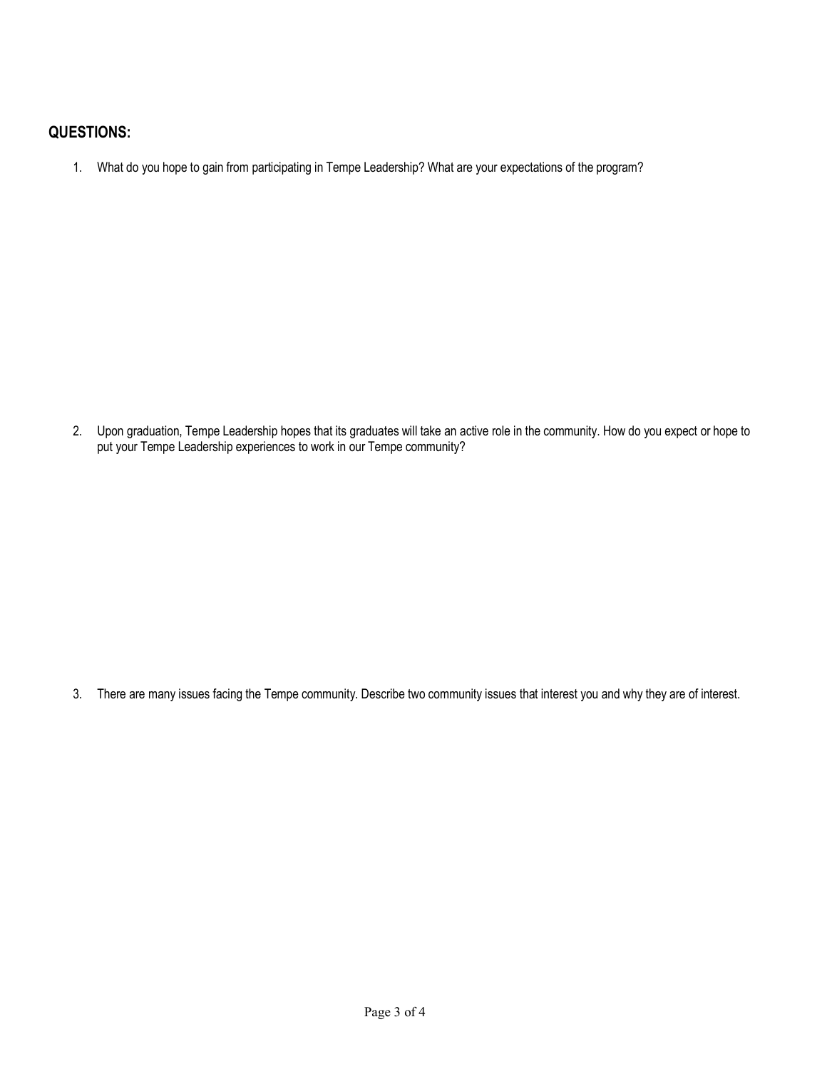## QUESTIONS:

1. What do you hope to gain from participating in Tempe Leadership? What are your expectations of the program?

2. Upon graduation, Tempe Leadership hopes that its graduates will take an active role in the community. How do you expect or hope to put your Tempe Leadership experiences to work in our Tempe community?

3. There are many issues facing the Tempe community. Describe two community issues that interest you and why they are of interest.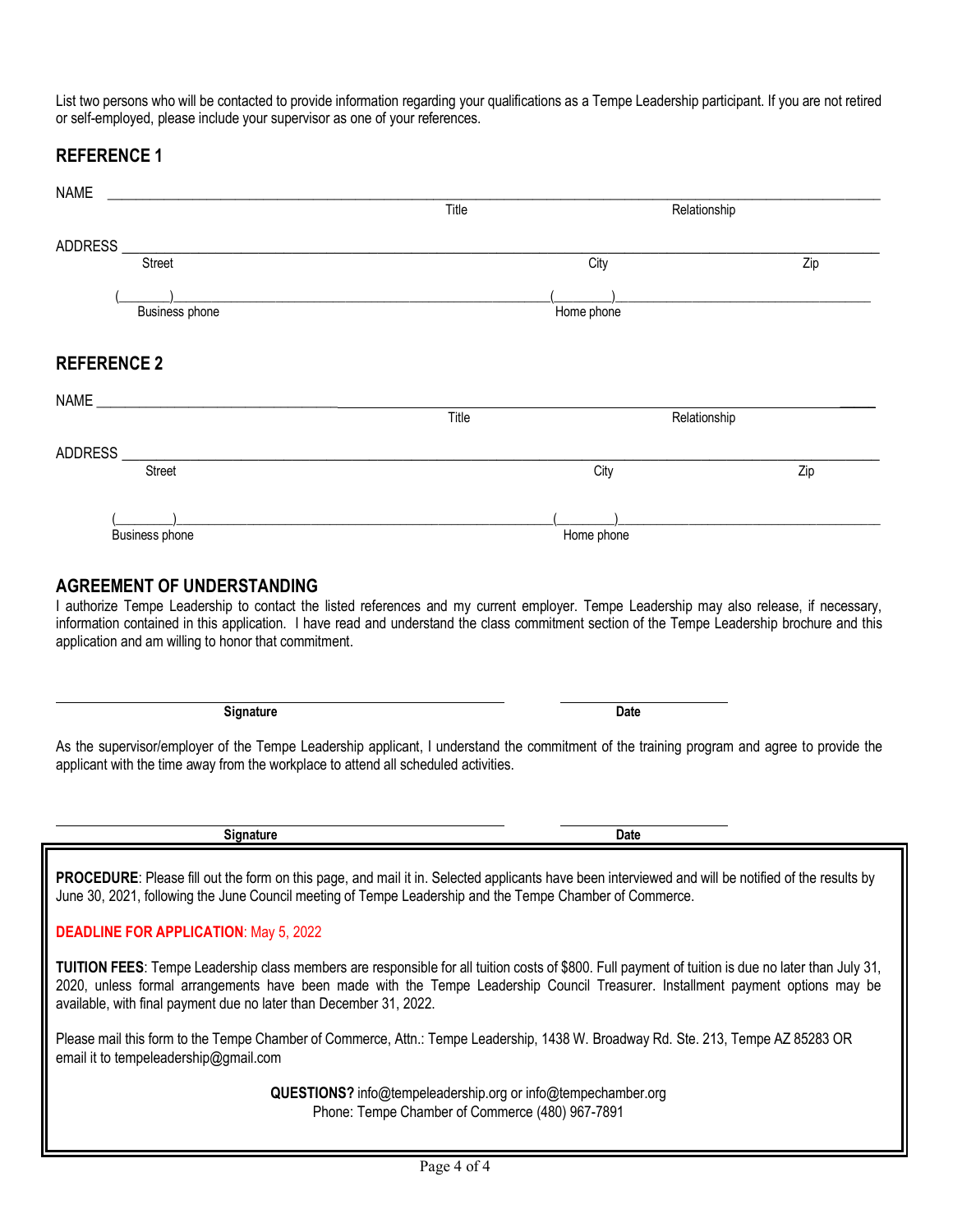List two persons who will be contacted to provide information regarding your qualifications as a Tempe Leadership participant. If you are not retired or self-employed, please include your supervisor as one of your references.

## REFERENCE 1

NAME ______________________________________________________________________________

Title Relationship

ADDRESS ___________________________________________________________________________

Street City Zip

(_______)_____________________________________(_______)______________________________

Business phone Home phone

## REFERENCE 2

NAME ______________________________________________________________________________

Title Relationship

ADDRESS ___________________________________________________________________________

Street City Zip

(________)____________________________________(________)_____________________________

Business phone Home phone

## AGREEMENT OF UNDERSTANDING

I authorize Tempe Leadership to contact the listed references and my current employer. Tempe Leadership may also release, if necessary, information contained in this application. I have read and understand the class commitment section of the Tempe Leadership brochure and this application and am willing to honor that commitment.

______________________________________ ____________________

**Signature** **Date**

As the supervisor/employer of the Tempe Leadership applicant, I understand the commitment of the training program and agree to provide the applicant with the time away from the workplace to attend all scheduled activities.

______________________________________ ____________________

**Signature** **Date**

**PROCEDURE**: Please fill out the form on this page, and mail it in. Selected applicants have been interviewed and will be notified of the results by June 30, 2021, following the June Council meeting of Tempe Leadership and the Tempe Chamber of Commerce.

**DEADLINE FOR APPLICATION**: May 5, 2022

**TUITION FEES**: Tempe Leadership class members are responsible for all tuition costs of $800. Full payment of tuition is due no later than July 31, 2020, unless formal arrangements have been made with the Tempe Leadership Council Treasurer. Installment payment options may be available, with final payment due no later than December 31, 2022.

Please mail this form to the Tempe Chamber of Commerce, Attn.: Tempe Leadership, 1438 W. Broadway Rd. Ste. 213, Tempe AZ 85283 OR email it to tempeleadership@gmail.com

**QUESTIONS?** info@tempeleadership.org or info@tempechamber.org
Phone: Tempe Chamber of Commerce (480) 967-7891